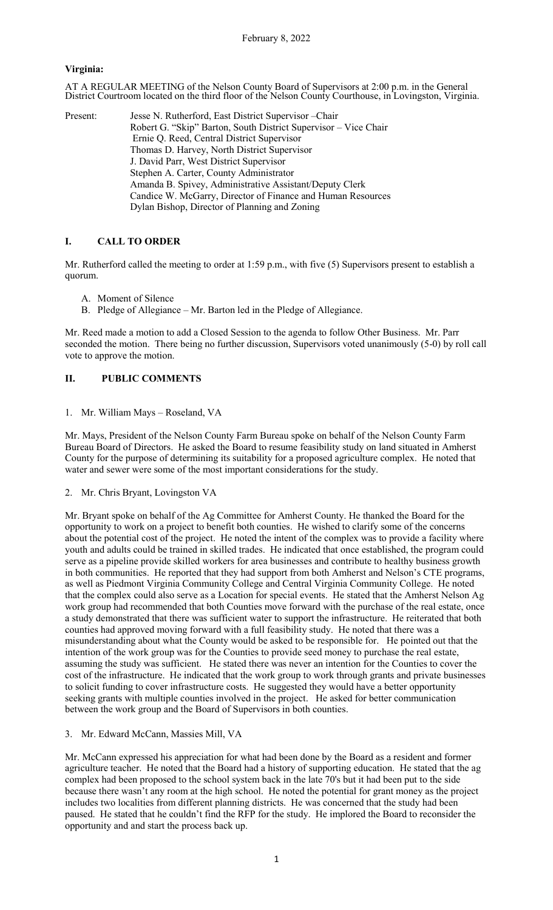February 8, 2022

**Virginia:**

AT A REGULAR MEETING of the Nelson County Board of Supervisors at 2:00 p.m. in the General District Courtroom located on the third floor of the Nelson County Courthouse, in Lovingston, Virginia.

Present: Jesse N. Rutherford, East District Supervisor –Chair
Robert G. "Skip" Barton, South District Supervisor – Vice Chair
Ernie Q. Reed, Central District Supervisor
Thomas D. Harvey, North District Supervisor
J. David Parr, West District Supervisor
Stephen A. Carter, County Administrator
Amanda B. Spivey, Administrative Assistant/Deputy Clerk
Candice W. McGarry, Director of Finance and Human Resources
Dylan Bishop, Director of Planning and Zoning

## I. CALL TO ORDER

Mr. Rutherford called the meeting to order at 1:59 p.m., with five (5) Supervisors present to establish a quorum.

A. Moment of Silence
B. Pledge of Allegiance – Mr. Barton led in the Pledge of Allegiance.

Mr. Reed made a motion to add a Closed Session to the agenda to follow Other Business. Mr. Parr seconded the motion. There being no further discussion, Supervisors voted unanimously (5-0) by roll call vote to approve the motion.

## II. PUBLIC COMMENTS

1. Mr. William Mays – Roseland, VA

Mr. Mays, President of the Nelson County Farm Bureau spoke on behalf of the Nelson County Farm Bureau Board of Directors. He asked the Board to resume feasibility study on land situated in Amherst County for the purpose of determining its suitability for a proposed agriculture complex. He noted that water and sewer were some of the most important considerations for the study.

2. Mr. Chris Bryant, Lovingston VA

Mr. Bryant spoke on behalf of the Ag Committee for Amherst County. He thanked the Board for the opportunity to work on a project to benefit both counties. He wished to clarify some of the concerns about the potential cost of the project. He noted the intent of the complex was to provide a facility where youth and adults could be trained in skilled trades. He indicated that once established, the program could serve as a pipeline provide skilled workers for area businesses and contribute to healthy business growth in both communities. He reported that they had support from both Amherst and Nelson's CTE programs, as well as Piedmont Virginia Community College and Central Virginia Community College. He noted that the complex could also serve as a Location for special events. He stated that the Amherst Nelson Ag work group had recommended that both Counties move forward with the purchase of the real estate, once a study demonstrated that there was sufficient water to support the infrastructure. He reiterated that both counties had approved moving forward with a full feasibility study. He noted that there was a misunderstanding about what the County would be asked to be responsible for. He pointed out that the intention of the work group was for the Counties to provide seed money to purchase the real estate, assuming the study was sufficient. He stated there was never an intention for the Counties to cover the cost of the infrastructure. He indicated that the work group to work through grants and private businesses to solicit funding to cover infrastructure costs. He suggested they would have a better opportunity seeking grants with multiple counties involved in the project. He asked for better communication between the work group and the Board of Supervisors in both counties.

3. Mr. Edward McCann, Massies Mill, VA

Mr. McCann expressed his appreciation for what had been done by the Board as a resident and former agriculture teacher. He noted that the Board had a history of supporting education. He stated that the ag complex had been proposed to the school system back in the late 70's but it had been put to the side because there wasn't any room at the high school. He noted the potential for grant money as the project includes two localities from different planning districts. He was concerned that the study had been paused. He stated that he couldn't find the RFP for the study. He implored the Board to reconsider the opportunity and and start the process back up.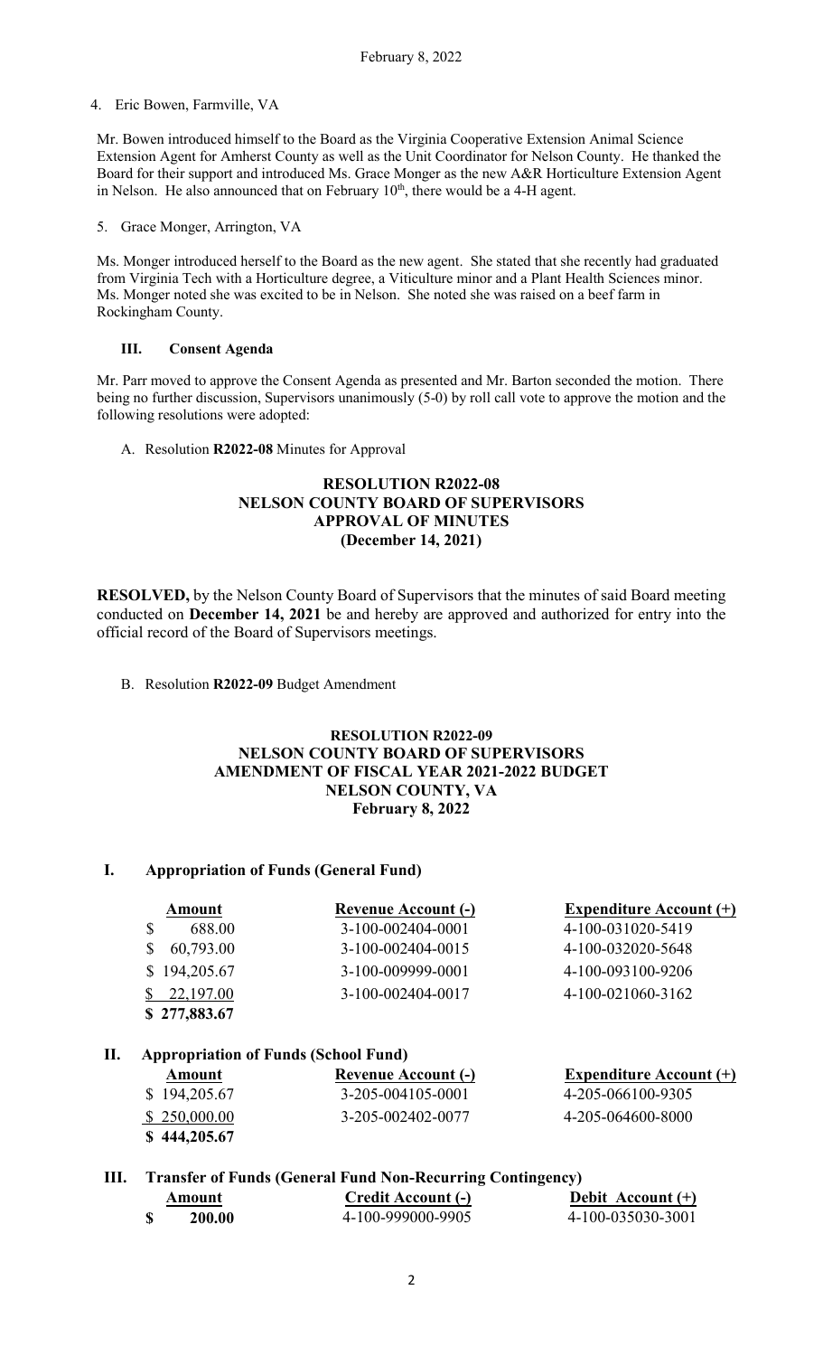4. Eric Bowen, Farmville, VA

Mr. Bowen introduced himself to the Board as the Virginia Cooperative Extension Animal Science Extension Agent for Amherst County as well as the Unit Coordinator for Nelson County. He thanked the Board for their support and introduced Ms. Grace Monger as the new A&R Horticulture Extension Agent in Nelson. He also announced that on February 10th, there would be a 4-H agent.

5. Grace Monger, Arrington, VA

Ms. Monger introduced herself to the Board as the new agent. She stated that she recently had graduated from Virginia Tech with a Horticulture degree, a Viticulture minor and a Plant Health Sciences minor. Ms. Monger noted she was excited to be in Nelson. She noted she was raised on a beef farm in Rockingham County.

### III. Consent Agenda

Mr. Parr moved to approve the Consent Agenda as presented and Mr. Barton seconded the motion. There being no further discussion, Supervisors unanimously (5-0) by roll call vote to approve the motion and the following resolutions were adopted:

A. Resolution **R2022-08** Minutes for Approval

**RESOLUTION R2022-08**
**NELSON COUNTY BOARD OF SUPERVISORS**
**APPROVAL OF MINUTES**
**(December 14, 2021)**

**RESOLVED,** by the Nelson County Board of Supervisors that the minutes of said Board meeting conducted on **December 14, 2021** be and hereby are approved and authorized for entry into the official record of the Board of Supervisors meetings.

B. Resolution **R2022-09** Budget Amendment

**RESOLUTION R2022-09**
**NELSON COUNTY BOARD OF SUPERVISORS**
**AMENDMENT OF FISCAL YEAR 2021-2022 BUDGET**
**NELSON COUNTY, VA**
**February 8, 2022**

**I. Appropriation of Funds (General Fund)**

| Amount | Revenue Account (-) | Expenditure Account (+) |
|---|---|---|
| $ 688.00 | 3-100-002404-0001 | 4-100-031020-5419 |
| $ 60,793.00 | 3-100-002404-0015 | 4-100-032020-5648 |
| $ 194,205.67 | 3-100-009999-0001 | 4-100-093100-9206 |
| $ 22,197.00 | 3-100-002404-0017 | 4-100-021060-3162 |
| **$ 277,883.67** | | |

**II. Appropriation of Funds (School Fund)**

| Amount | Revenue Account (-) | Expenditure Account (+) |
|---|---|---|
| $ 194,205.67 | 3-205-004105-0001 | 4-205-066100-9305 |
| $ 250,000.00 | 3-205-002402-0077 | 4-205-064600-8000 |
| **$ 444,205.67** | | |

**III. Transfer of Funds (General Fund Non-Recurring Contingency)**

| Amount | Credit Account (-) | Debit Account (+) |
|---|---|---|
| **$ 200.00** | 4-100-999000-9905 | 4-100-035030-3001 |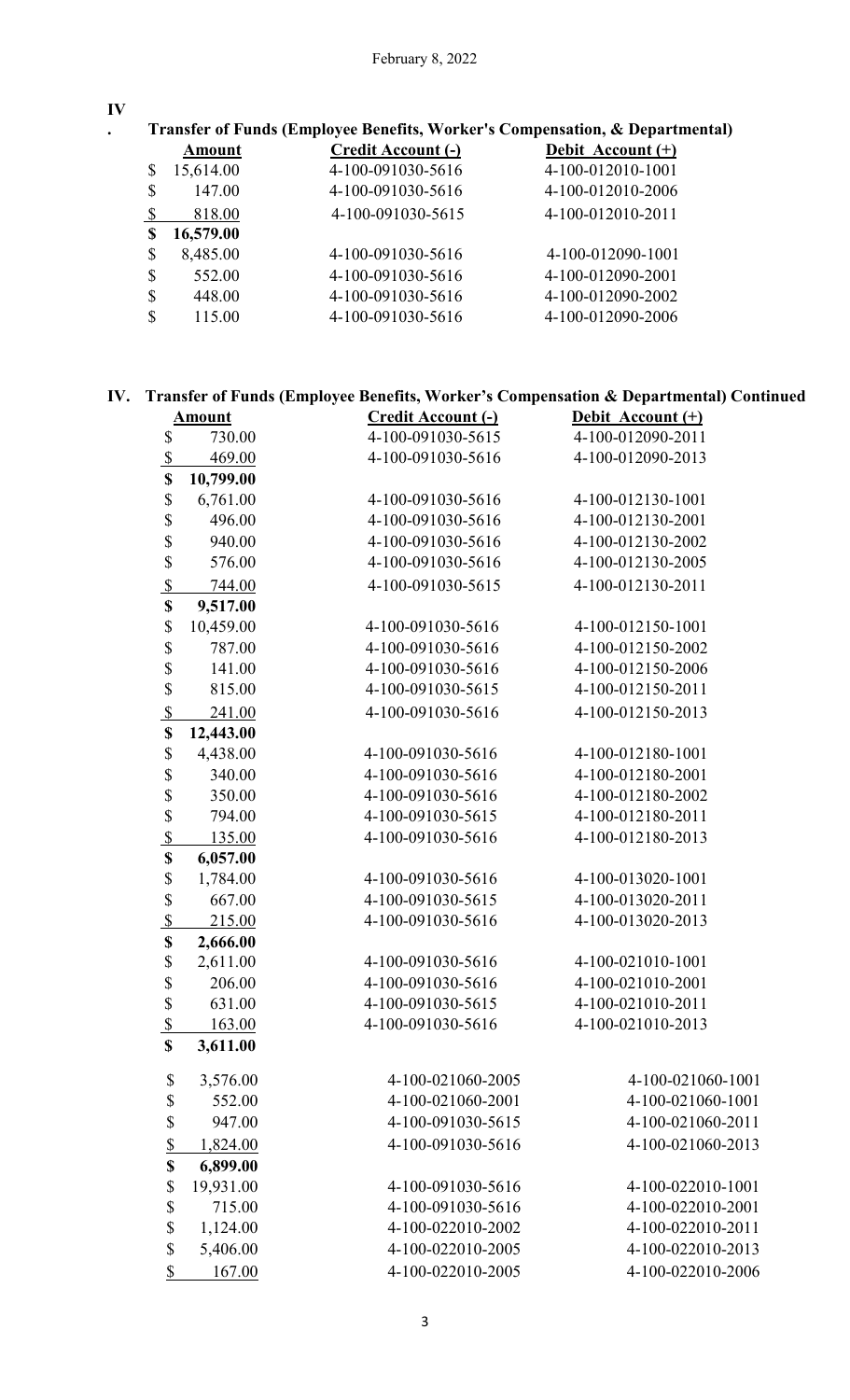February 8, 2022

## IV. Transfer of Funds (Employee Benefits, Worker's Compensation, & Departmental)

| Amount | Credit Account (-) | Debit Account (+) |
|---|---|---|
| $ 15,614.00 | 4-100-091030-5616 | 4-100-012010-1001 |
| $ 147.00 | 4-100-091030-5616 | 4-100-012010-2006 |
| $ 818.00 | 4-100-091030-5615 | 4-100-012010-2011 |
| **$ 16,579.00** | | |
| $ 8,485.00 | 4-100-091030-5616 | 4-100-012090-1001 |
| $ 552.00 | 4-100-091030-5616 | 4-100-012090-2001 |
| $ 448.00 | 4-100-091030-5616 | 4-100-012090-2002 |
| $ 115.00 | 4-100-091030-5616 | 4-100-012090-2006 |

## IV. Transfer of Funds (Employee Benefits, Worker's Compensation & Departmental) Continued

| Amount | Credit Account (-) | Debit Account (+) |
|---|---|---|
| $ 730.00 | 4-100-091030-5615 | 4-100-012090-2011 |
| $ 469.00 | 4-100-091030-5616 | 4-100-012090-2013 |
| **$ 10,799.00** | | |
| $ 6,761.00 | 4-100-091030-5616 | 4-100-012130-1001 |
| $ 496.00 | 4-100-091030-5616 | 4-100-012130-2001 |
| $ 940.00 | 4-100-091030-5616 | 4-100-012130-2002 |
| $ 576.00 | 4-100-091030-5616 | 4-100-012130-2005 |
| $ 744.00 | 4-100-091030-5615 | 4-100-012130-2011 |
| **$ 9,517.00** | | |
| $ 10,459.00 | 4-100-091030-5616 | 4-100-012150-1001 |
| $ 787.00 | 4-100-091030-5616 | 4-100-012150-2002 |
| $ 141.00 | 4-100-091030-5616 | 4-100-012150-2006 |
| $ 815.00 | 4-100-091030-5615 | 4-100-012150-2011 |
| $ 241.00 | 4-100-091030-5616 | 4-100-012150-2013 |
| **$ 12,443.00** | | |
| $ 4,438.00 | 4-100-091030-5616 | 4-100-012180-1001 |
| $ 340.00 | 4-100-091030-5616 | 4-100-012180-2001 |
| $ 350.00 | 4-100-091030-5616 | 4-100-012180-2002 |
| $ 794.00 | 4-100-091030-5615 | 4-100-012180-2011 |
| $ 135.00 | 4-100-091030-5616 | 4-100-012180-2013 |
| **$ 6,057.00** | | |
| $ 1,784.00 | 4-100-091030-5616 | 4-100-013020-1001 |
| $ 667.00 | 4-100-091030-5615 | 4-100-013020-2011 |
| $ 215.00 | 4-100-091030-5616 | 4-100-013020-2013 |
| **$ 2,666.00** | | |
| $ 2,611.00 | 4-100-091030-5616 | 4-100-021010-1001 |
| $ 206.00 | 4-100-091030-5616 | 4-100-021010-2001 |
| $ 631.00 | 4-100-091030-5615 | 4-100-021010-2011 |
| $ 163.00 | 4-100-091030-5616 | 4-100-021010-2013 |
| **$ 3,611.00** | | |
| $ 3,576.00 | 4-100-021060-2005 | 4-100-021060-1001 |
| $ 552.00 | 4-100-021060-2001 | 4-100-021060-1001 |
| $ 947.00 | 4-100-091030-5615 | 4-100-021060-2011 |
| $ 1,824.00 | 4-100-091030-5616 | 4-100-021060-2013 |
| **$ 6,899.00** | | |
| $ 19,931.00 | 4-100-091030-5616 | 4-100-022010-1001 |
| $ 715.00 | 4-100-091030-5616 | 4-100-022010-2001 |
| $ 1,124.00 | 4-100-022010-2002 | 4-100-022010-2011 |
| $ 5,406.00 | 4-100-022010-2005 | 4-100-022010-2013 |
| $ 167.00 | 4-100-022010-2005 | 4-100-022010-2006 |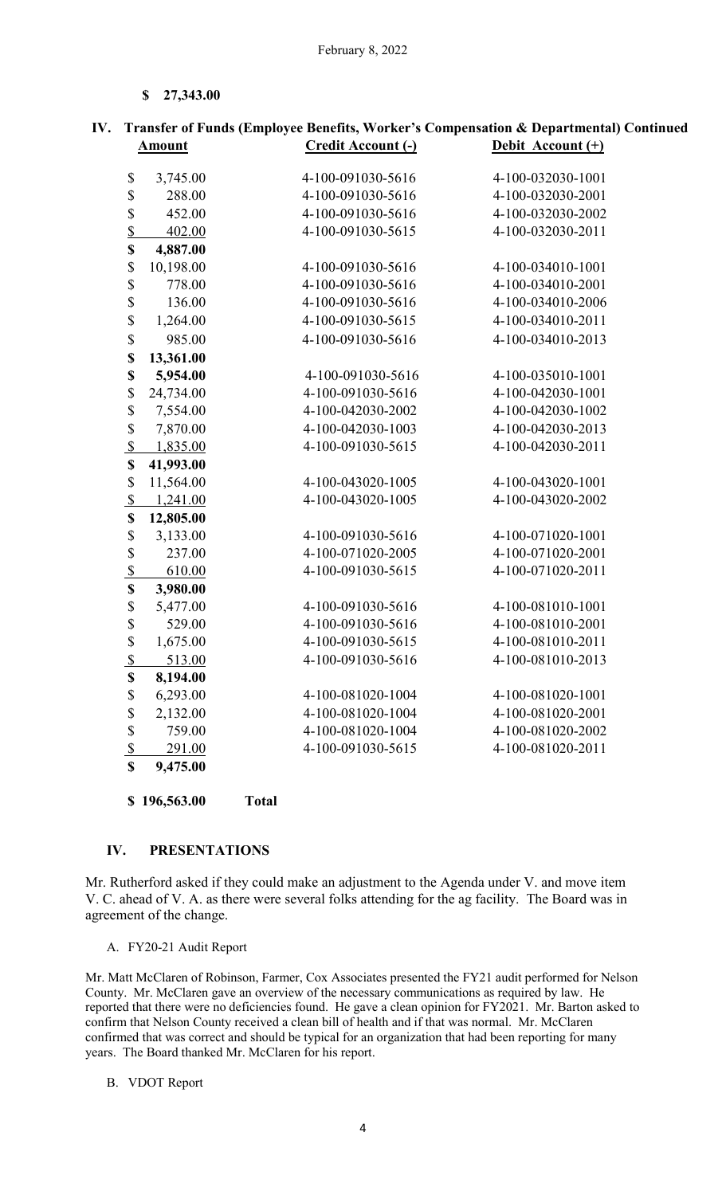**$ 27,343.00**

## IV. Transfer of Funds (Employee Benefits, Worker's Compensation & Departmental) Continued

| Amount | Credit Account (-) | Debit Account (+) |
|---|---|---|
| $ 3,745.00 | 4-100-091030-5616 | 4-100-032030-1001 |
| $ 288.00 | 4-100-091030-5616 | 4-100-032030-2001 |
| $ 452.00 | 4-100-091030-5616 | 4-100-032030-2002 |
| $ 402.00 | 4-100-091030-5615 | 4-100-032030-2011 |
| **$ 4,887.00** | | |
| $ 10,198.00 | 4-100-091030-5616 | 4-100-034010-1001 |
| $ 778.00 | 4-100-091030-5616 | 4-100-034010-2001 |
| $ 136.00 | 4-100-091030-5616 | 4-100-034010-2006 |
| $ 1,264.00 | 4-100-091030-5615 | 4-100-034010-2011 |
| $ 985.00 | 4-100-091030-5616 | 4-100-034010-2013 |
| **$ 13,361.00** | | |
| **$ 5,954.00** | 4-100-091030-5616 | 4-100-035010-1001 |
| $ 24,734.00 | 4-100-091030-5616 | 4-100-042030-1001 |
| $ 7,554.00 | 4-100-042030-2002 | 4-100-042030-1002 |
| $ 7,870.00 | 4-100-042030-1003 | 4-100-042030-2013 |
| $ 1,835.00 | 4-100-091030-5615 | 4-100-042030-2011 |
| **$ 41,993.00** | | |
| $ 11,564.00 | 4-100-043020-1005 | 4-100-043020-1001 |
| $ 1,241.00 | 4-100-043020-1005 | 4-100-043020-2002 |
| **$ 12,805.00** | | |
| $ 3,133.00 | 4-100-091030-5616 | 4-100-071020-1001 |
| $ 237.00 | 4-100-071020-2005 | 4-100-071020-2001 |
| $ 610.00 | 4-100-091030-5615 | 4-100-071020-2011 |
| **$ 3,980.00** | | |
| $ 5,477.00 | 4-100-091030-5616 | 4-100-081010-1001 |
| $ 529.00 | 4-100-091030-5616 | 4-100-081010-2001 |
| $ 1,675.00 | 4-100-091030-5615 | 4-100-081010-2011 |
| $ 513.00 | 4-100-091030-5616 | 4-100-081010-2013 |
| **$ 8,194.00** | | |
| $ 6,293.00 | 4-100-081020-1004 | 4-100-081020-1001 |
| $ 2,132.00 | 4-100-081020-1004 | 4-100-081020-2001 |
| $ 759.00 | 4-100-081020-1004 | 4-100-081020-2002 |
| $ 291.00 | 4-100-091030-5615 | 4-100-081020-2011 |
| **$ 9,475.00** | | |

**$ 196,563.00 Total**

## IV. PRESENTATIONS

Mr. Rutherford asked if they could make an adjustment to the Agenda under V. and move item V. C. ahead of V. A. as there were several folks attending for the ag facility. The Board was in agreement of the change.

A. FY20-21 Audit Report

Mr. Matt McClaren of Robinson, Farmer, Cox Associates presented the FY21 audit performed for Nelson County. Mr. McClaren gave an overview of the necessary communications as required by law. He reported that there were no deficiencies found. He gave a clean opinion for FY2021. Mr. Barton asked to confirm that Nelson County received a clean bill of health and if that was normal. Mr. McClaren confirmed that was correct and should be typical for an organization that had been reporting for many years. The Board thanked Mr. McClaren for his report.

B. VDOT Report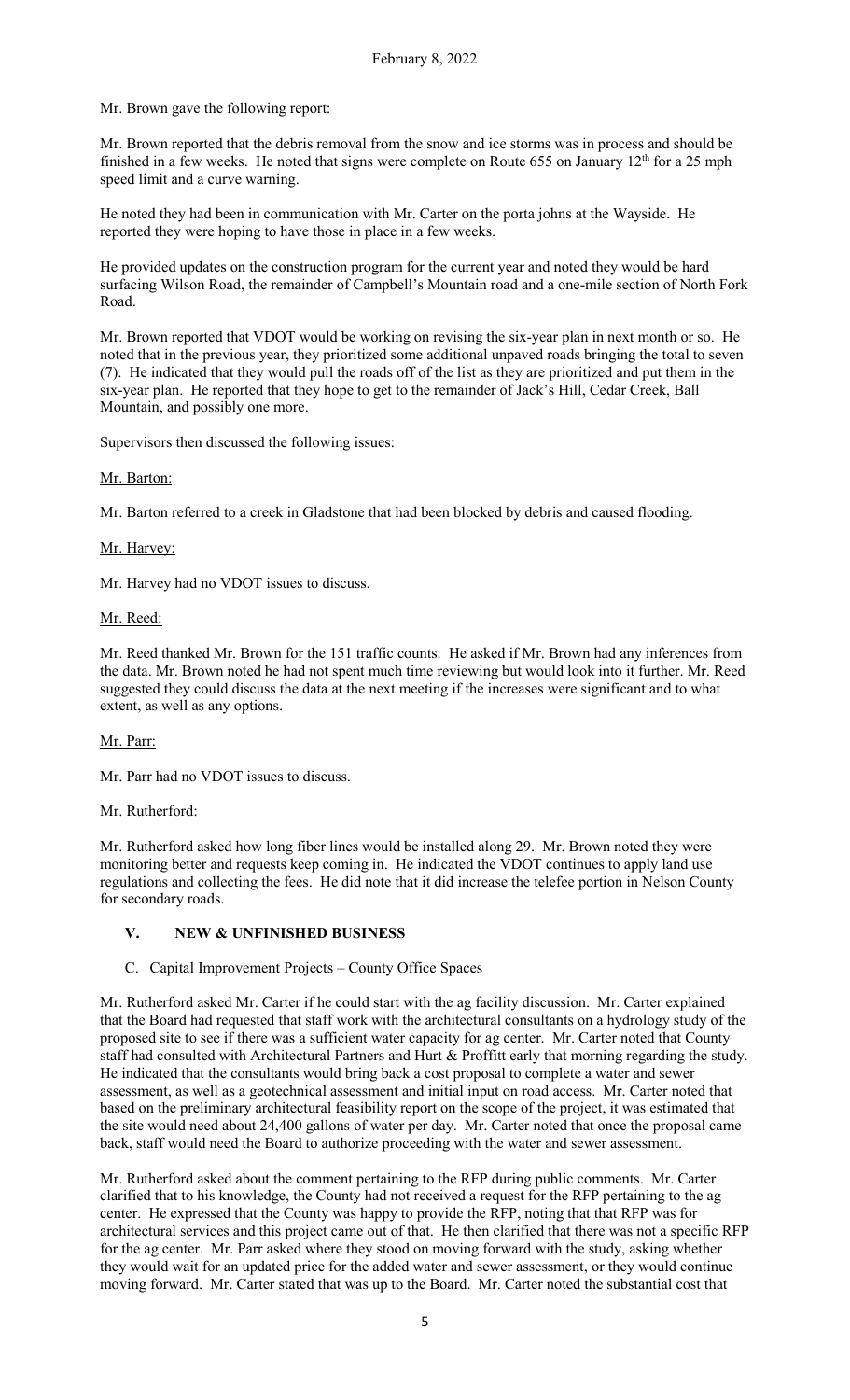Mr. Brown gave the following report:

Mr. Brown reported that the debris removal from the snow and ice storms was in process and should be finished in a few weeks. He noted that signs were complete on Route 655 on January 12th for a 25 mph speed limit and a curve warning.

He noted they had been in communication with Mr. Carter on the porta johns at the Wayside. He reported they were hoping to have those in place in a few weeks.

He provided updates on the construction program for the current year and noted they would be hard surfacing Wilson Road, the remainder of Campbell's Mountain road and a one-mile section of North Fork Road.

Mr. Brown reported that VDOT would be working on revising the six-year plan in next month or so. He noted that in the previous year, they prioritized some additional unpaved roads bringing the total to seven (7). He indicated that they would pull the roads off of the list as they are prioritized and put them in the six-year plan. He reported that they hope to get to the remainder of Jack's Hill, Cedar Creek, Ball Mountain, and possibly one more.

Supervisors then discussed the following issues:

Mr. Barton:

Mr. Barton referred to a creek in Gladstone that had been blocked by debris and caused flooding.

Mr. Harvey:

Mr. Harvey had no VDOT issues to discuss.

Mr. Reed:

Mr. Reed thanked Mr. Brown for the 151 traffic counts. He asked if Mr. Brown had any inferences from the data. Mr. Brown noted he had not spent much time reviewing but would look into it further. Mr. Reed suggested they could discuss the data at the next meeting if the increases were significant and to what extent, as well as any options.

Mr. Parr:

Mr. Parr had no VDOT issues to discuss.

Mr. Rutherford:

Mr. Rutherford asked how long fiber lines would be installed along 29. Mr. Brown noted they were monitoring better and requests keep coming in. He indicated the VDOT continues to apply land use regulations and collecting the fees. He did note that it did increase the telefee portion in Nelson County for secondary roads.

## V. NEW & UNFINISHED BUSINESS

C. Capital Improvement Projects – County Office Spaces

Mr. Rutherford asked Mr. Carter if he could start with the ag facility discussion. Mr. Carter explained that the Board had requested that staff work with the architectural consultants on a hydrology study of the proposed site to see if there was a sufficient water capacity for ag center. Mr. Carter noted that County staff had consulted with Architectural Partners and Hurt & Proffitt early that morning regarding the study. He indicated that the consultants would bring back a cost proposal to complete a water and sewer assessment, as well as a geotechnical assessment and initial input on road access. Mr. Carter noted that based on the preliminary architectural feasibility report on the scope of the project, it was estimated that the site would need about 24,400 gallons of water per day. Mr. Carter noted that once the proposal came back, staff would need the Board to authorize proceeding with the water and sewer assessment.

Mr. Rutherford asked about the comment pertaining to the RFP during public comments. Mr. Carter clarified that to his knowledge, the County had not received a request for the RFP pertaining to the ag center. He expressed that the County was happy to provide the RFP, noting that that RFP was for architectural services and this project came out of that. He then clarified that there was not a specific RFP for the ag center. Mr. Parr asked where they stood on moving forward with the study, asking whether they would wait for an updated price for the added water and sewer assessment, or they would continue moving forward. Mr. Carter stated that was up to the Board. Mr. Carter noted the substantial cost that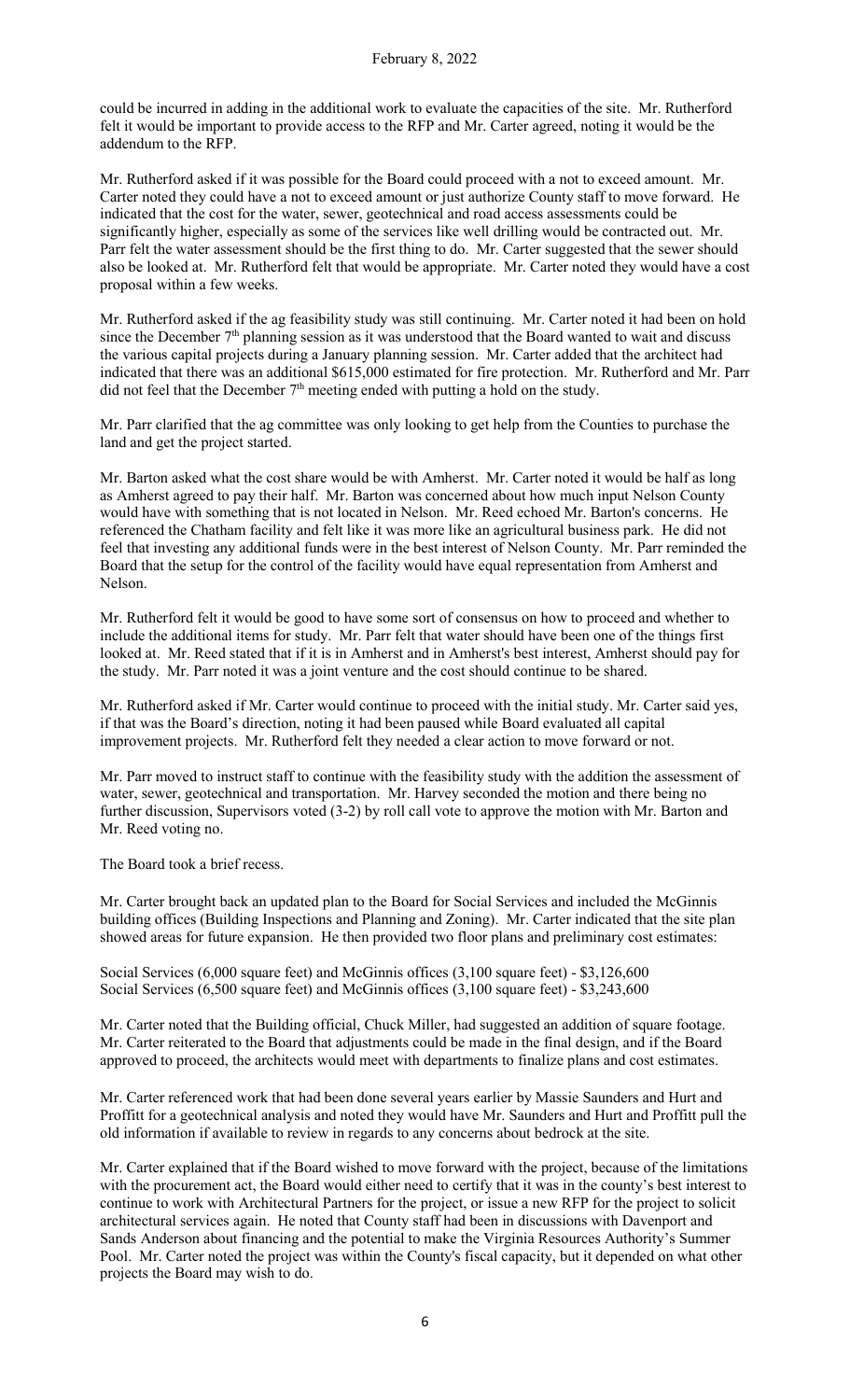could be incurred in adding in the additional work to evaluate the capacities of the site. Mr. Rutherford felt it would be important to provide access to the RFP and Mr. Carter agreed, noting it would be the addendum to the RFP.

Mr. Rutherford asked if it was possible for the Board could proceed with a not to exceed amount. Mr. Carter noted they could have a not to exceed amount or just authorize County staff to move forward. He indicated that the cost for the water, sewer, geotechnical and road access assessments could be significantly higher, especially as some of the services like well drilling would be contracted out. Mr. Parr felt the water assessment should be the first thing to do. Mr. Carter suggested that the sewer should also be looked at. Mr. Rutherford felt that would be appropriate. Mr. Carter noted they would have a cost proposal within a few weeks.

Mr. Rutherford asked if the ag feasibility study was still continuing. Mr. Carter noted it had been on hold since the December 7th planning session as it was understood that the Board wanted to wait and discuss the various capital projects during a January planning session. Mr. Carter added that the architect had indicated that there was an additional $615,000 estimated for fire protection. Mr. Rutherford and Mr. Parr did not feel that the December 7th meeting ended with putting a hold on the study.

Mr. Parr clarified that the ag committee was only looking to get help from the Counties to purchase the land and get the project started.

Mr. Barton asked what the cost share would be with Amherst. Mr. Carter noted it would be half as long as Amherst agreed to pay their half. Mr. Barton was concerned about how much input Nelson County would have with something that is not located in Nelson. Mr. Reed echoed Mr. Barton's concerns. He referenced the Chatham facility and felt like it was more like an agricultural business park. He did not feel that investing any additional funds were in the best interest of Nelson County. Mr. Parr reminded the Board that the setup for the control of the facility would have equal representation from Amherst and Nelson.

Mr. Rutherford felt it would be good to have some sort of consensus on how to proceed and whether to include the additional items for study. Mr. Parr felt that water should have been one of the things first looked at. Mr. Reed stated that if it is in Amherst and in Amherst's best interest, Amherst should pay for the study. Mr. Parr noted it was a joint venture and the cost should continue to be shared.

Mr. Rutherford asked if Mr. Carter would continue to proceed with the initial study. Mr. Carter said yes, if that was the Board's direction, noting it had been paused while Board evaluated all capital improvement projects. Mr. Rutherford felt they needed a clear action to move forward or not.

Mr. Parr moved to instruct staff to continue with the feasibility study with the addition the assessment of water, sewer, geotechnical and transportation. Mr. Harvey seconded the motion and there being no further discussion, Supervisors voted (3-2) by roll call vote to approve the motion with Mr. Barton and Mr. Reed voting no.

The Board took a brief recess.

Mr. Carter brought back an updated plan to the Board for Social Services and included the McGinnis building offices (Building Inspections and Planning and Zoning). Mr. Carter indicated that the site plan showed areas for future expansion. He then provided two floor plans and preliminary cost estimates:

Social Services (6,000 square feet) and McGinnis offices (3,100 square feet) - $3,126,600
Social Services (6,500 square feet) and McGinnis offices (3,100 square feet) - $3,243,600

Mr. Carter noted that the Building official, Chuck Miller, had suggested an addition of square footage. Mr. Carter reiterated to the Board that adjustments could be made in the final design, and if the Board approved to proceed, the architects would meet with departments to finalize plans and cost estimates.

Mr. Carter referenced work that had been done several years earlier by Massie Saunders and Hurt and Proffitt for a geotechnical analysis and noted they would have Mr. Saunders and Hurt and Proffitt pull the old information if available to review in regards to any concerns about bedrock at the site.

Mr. Carter explained that if the Board wished to move forward with the project, because of the limitations with the procurement act, the Board would either need to certify that it was in the county's best interest to continue to work with Architectural Partners for the project, or issue a new RFP for the project to solicit architectural services again. He noted that County staff had been in discussions with Davenport and Sands Anderson about financing and the potential to make the Virginia Resources Authority's Summer Pool. Mr. Carter noted the project was within the County's fiscal capacity, but it depended on what other projects the Board may wish to do.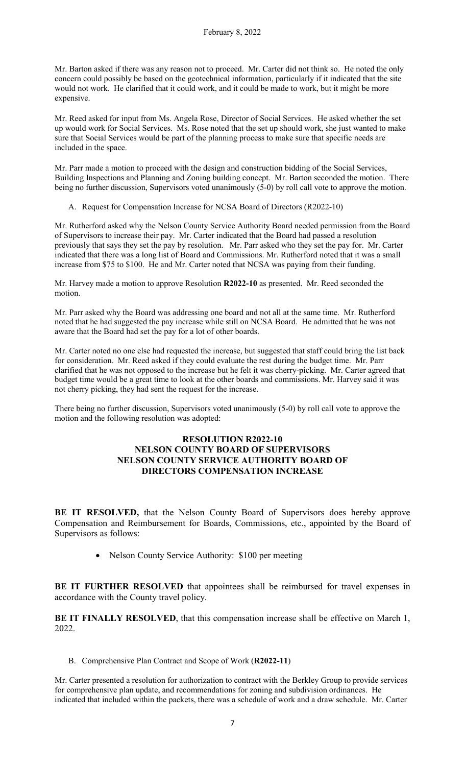Mr. Barton asked if there was any reason not to proceed. Mr. Carter did not think so. He noted the only concern could possibly be based on the geotechnical information, particularly if it indicated that the site would not work. He clarified that it could work, and it could be made to work, but it might be more expensive.

Mr. Reed asked for input from Ms. Angela Rose, Director of Social Services. He asked whether the set up would work for Social Services. Ms. Rose noted that the set up should work, she just wanted to make sure that Social Services would be part of the planning process to make sure that specific needs are included in the space.

Mr. Parr made a motion to proceed with the design and construction bidding of the Social Services, Building Inspections and Planning and Zoning building concept. Mr. Barton seconded the motion. There being no further discussion, Supervisors voted unanimously (5-0) by roll call vote to approve the motion.

A. Request for Compensation Increase for NCSA Board of Directors (R2022-10)

Mr. Rutherford asked why the Nelson County Service Authority Board needed permission from the Board of Supervisors to increase their pay. Mr. Carter indicated that the Board had passed a resolution previously that says they set the pay by resolution. Mr. Parr asked who they set the pay for. Mr. Carter indicated that there was a long list of Board and Commissions. Mr. Rutherford noted that it was a small increase from $75 to $100. He and Mr. Carter noted that NCSA was paying from their funding.

Mr. Harvey made a motion to approve Resolution **R2022-10** as presented. Mr. Reed seconded the motion.

Mr. Parr asked why the Board was addressing one board and not all at the same time. Mr. Rutherford noted that he had suggested the pay increase while still on NCSA Board. He admitted that he was not aware that the Board had set the pay for a lot of other boards.

Mr. Carter noted no one else had requested the increase, but suggested that staff could bring the list back for consideration. Mr. Reed asked if they could evaluate the rest during the budget time. Mr. Parr clarified that he was not opposed to the increase but he felt it was cherry-picking. Mr. Carter agreed that budget time would be a great time to look at the other boards and commissions. Mr. Harvey said it was not cherry picking, they had sent the request for the increase.

There being no further discussion, Supervisors voted unanimously (5-0) by roll call vote to approve the motion and the following resolution was adopted:

**RESOLUTION R2022-10**
**NELSON COUNTY BOARD OF SUPERVISORS**
**NELSON COUNTY SERVICE AUTHORITY BOARD OF DIRECTORS COMPENSATION INCREASE**

**BE IT RESOLVED,** that the Nelson County Board of Supervisors does hereby approve Compensation and Reimbursement for Boards, Commissions, etc., appointed by the Board of Supervisors as follows:

- Nelson County Service Authority: $100 per meeting

**BE IT FURTHER RESOLVED** that appointees shall be reimbursed for travel expenses in accordance with the County travel policy.

**BE IT FINALLY RESOLVED**, that this compensation increase shall be effective on March 1, 2022.

B. Comprehensive Plan Contract and Scope of Work (**R2022-11**)

Mr. Carter presented a resolution for authorization to contract with the Berkley Group to provide services for comprehensive plan update, and recommendations for zoning and subdivision ordinances. He indicated that included within the packets, there was a schedule of work and a draw schedule. Mr. Carter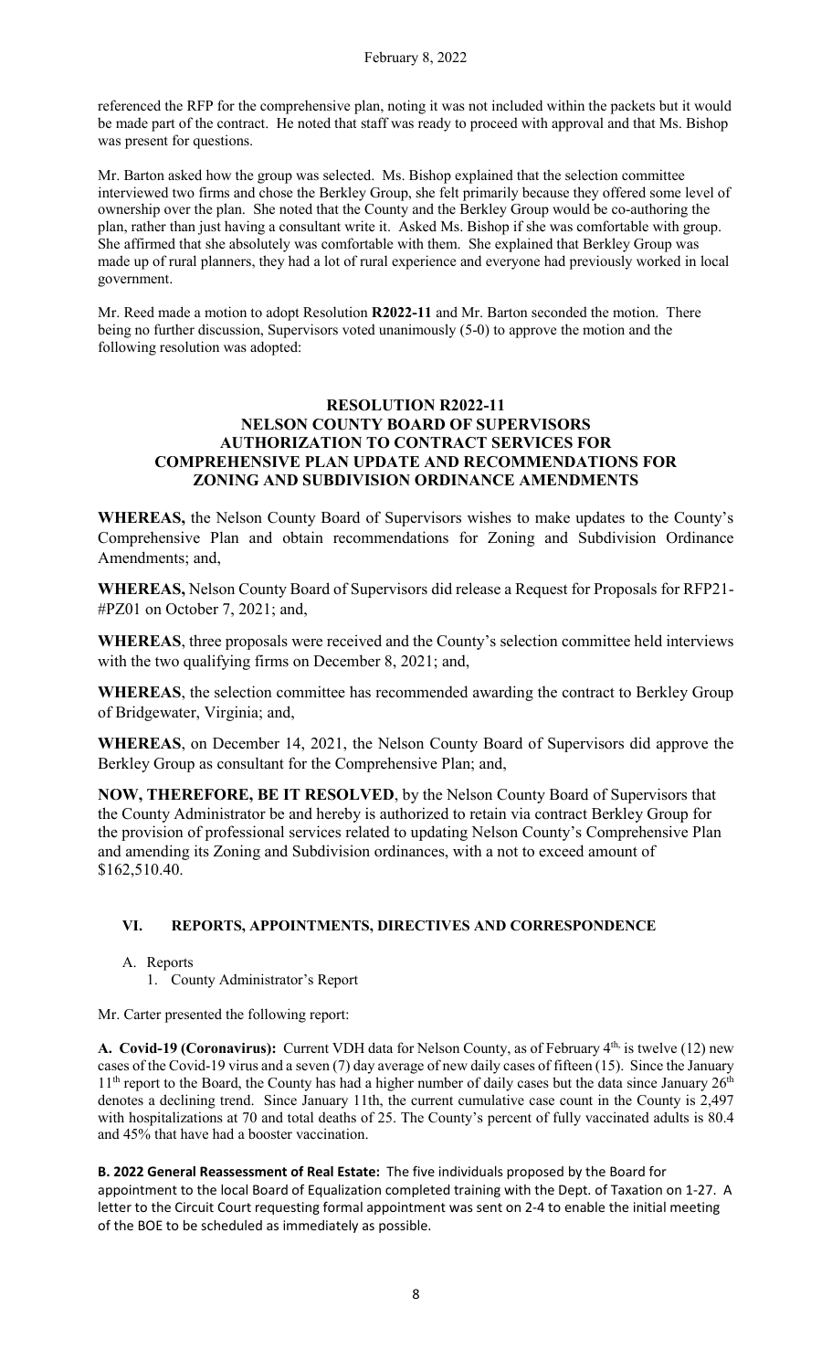referenced the RFP for the comprehensive plan, noting it was not included within the packets but it would be made part of the contract. He noted that staff was ready to proceed with approval and that Ms. Bishop was present for questions.

Mr. Barton asked how the group was selected. Ms. Bishop explained that the selection committee interviewed two firms and chose the Berkley Group, she felt primarily because they offered some level of ownership over the plan. She noted that the County and the Berkley Group would be co-authoring the plan, rather than just having a consultant write it. Asked Ms. Bishop if she was comfortable with group. She affirmed that she absolutely was comfortable with them. She explained that Berkley Group was made up of rural planners, they had a lot of rural experience and everyone had previously worked in local government.

Mr. Reed made a motion to adopt Resolution **R2022-11** and Mr. Barton seconded the motion. There being no further discussion, Supervisors voted unanimously (5-0) to approve the motion and the following resolution was adopted:

**RESOLUTION R2022-11**
**NELSON COUNTY BOARD OF SUPERVISORS**
**AUTHORIZATION TO CONTRACT SERVICES FOR COMPREHENSIVE PLAN UPDATE AND RECOMMENDATIONS FOR ZONING AND SUBDIVISION ORDINANCE AMENDMENTS**

**WHEREAS,** the Nelson County Board of Supervisors wishes to make updates to the County's Comprehensive Plan and obtain recommendations for Zoning and Subdivision Ordinance Amendments; and,

**WHEREAS,** Nelson County Board of Supervisors did release a Request for Proposals for RFP21-#PZ01 on October 7, 2021; and,

**WHEREAS**, three proposals were received and the County's selection committee held interviews with the two qualifying firms on December 8, 2021; and,

**WHEREAS**, the selection committee has recommended awarding the contract to Berkley Group of Bridgewater, Virginia; and,

**WHEREAS**, on December 14, 2021, the Nelson County Board of Supervisors did approve the Berkley Group as consultant for the Comprehensive Plan; and,

**NOW, THEREFORE, BE IT RESOLVED**, by the Nelson County Board of Supervisors that the County Administrator be and hereby is authorized to retain via contract Berkley Group for the provision of professional services related to updating Nelson County's Comprehensive Plan and amending its Zoning and Subdivision ordinances, with a not to exceed amount of $162,510.40.

## VI. REPORTS, APPOINTMENTS, DIRECTIVES AND CORRESPONDENCE

A. Reports
   1. County Administrator's Report

Mr. Carter presented the following report:

**A. Covid-19 (Coronavirus):** Current VDH data for Nelson County, as of February 4th, is twelve (12) new cases of the Covid-19 virus and a seven (7) day average of new daily cases of fifteen (15). Since the January 11th report to the Board, the County has had a higher number of daily cases but the data since January 26th denotes a declining trend. Since January 11th, the current cumulative case count in the County is 2,497 with hospitalizations at 70 and total deaths of 25. The County's percent of fully vaccinated adults is 80.4 and 45% that have had a booster vaccination.

**B. 2022 General Reassessment of Real Estate:** The five individuals proposed by the Board for appointment to the local Board of Equalization completed training with the Dept. of Taxation on 1-27. A letter to the Circuit Court requesting formal appointment was sent on 2-4 to enable the initial meeting of the BOE to be scheduled as immediately as possible.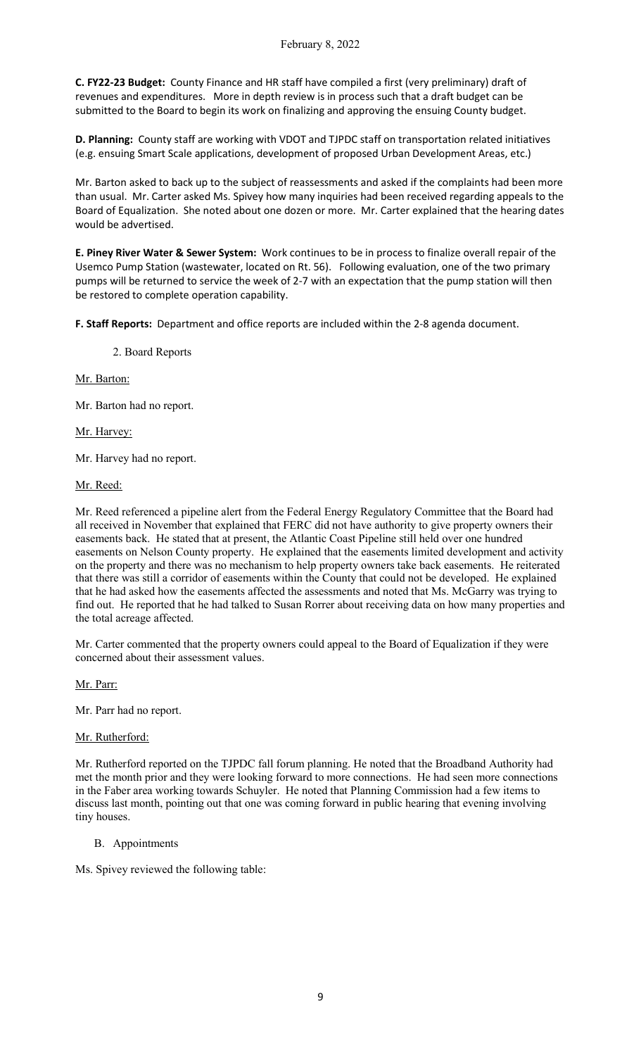**C. FY22-23 Budget:** County Finance and HR staff have compiled a first (very preliminary) draft of revenues and expenditures. More in depth review is in process such that a draft budget can be submitted to the Board to begin its work on finalizing and approving the ensuing County budget.

**D. Planning:** County staff are working with VDOT and TJPDC staff on transportation related initiatives (e.g. ensuing Smart Scale applications, development of proposed Urban Development Areas, etc.)

Mr. Barton asked to back up to the subject of reassessments and asked if the complaints had been more than usual. Mr. Carter asked Ms. Spivey how many inquiries had been received regarding appeals to the Board of Equalization. She noted about one dozen or more. Mr. Carter explained that the hearing dates would be advertised.

**E. Piney River Water & Sewer System:** Work continues to be in process to finalize overall repair of the Usemco Pump Station (wastewater, located on Rt. 56). Following evaluation, one of the two primary pumps will be returned to service the week of 2-7 with an expectation that the pump station will then be restored to complete operation capability.

**F. Staff Reports:** Department and office reports are included within the 2-8 agenda document.

2. Board Reports

Mr. Barton:

Mr. Barton had no report.

Mr. Harvey:

Mr. Harvey had no report.

Mr. Reed:

Mr. Reed referenced a pipeline alert from the Federal Energy Regulatory Committee that the Board had all received in November that explained that FERC did not have authority to give property owners their easements back. He stated that at present, the Atlantic Coast Pipeline still held over one hundred easements on Nelson County property. He explained that the easements limited development and activity on the property and there was no mechanism to help property owners take back easements. He reiterated that there was still a corridor of easements within the County that could not be developed. He explained that he had asked how the easements affected the assessments and noted that Ms. McGarry was trying to find out. He reported that he had talked to Susan Rorrer about receiving data on how many properties and the total acreage affected.

Mr. Carter commented that the property owners could appeal to the Board of Equalization if they were concerned about their assessment values.

Mr. Parr:

Mr. Parr had no report.

Mr. Rutherford:

Mr. Rutherford reported on the TJPDC fall forum planning. He noted that the Broadband Authority had met the month prior and they were looking forward to more connections. He had seen more connections in the Faber area working towards Schuyler. He noted that Planning Commission had a few items to discuss last month, pointing out that one was coming forward in public hearing that evening involving tiny houses.

B. Appointments

Ms. Spivey reviewed the following table: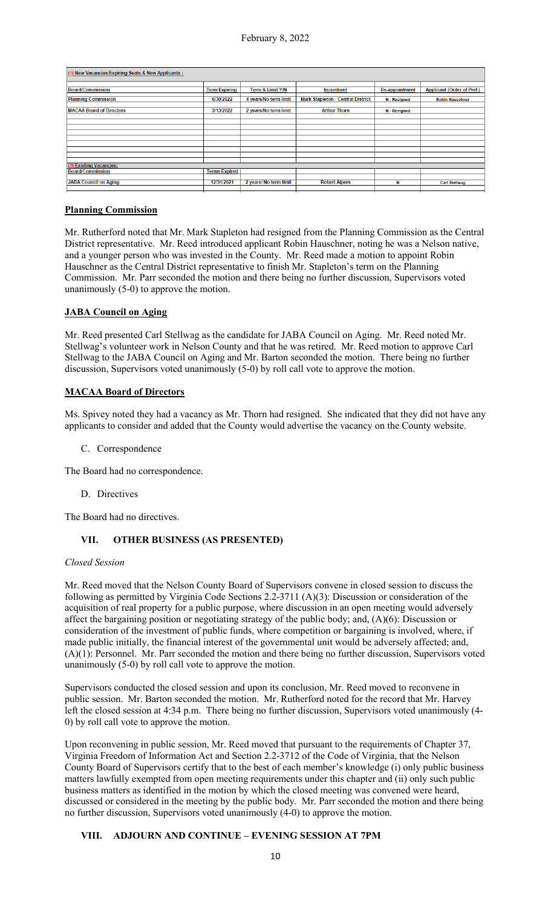February 8, 2022

| (1) New Vacancies/Expiring Seats & New Applicants : | | | | | |
|---|---|---|---|---|---|
| Board/Commission | Term Expiring | Term & Limit Y/N | Incumbent | Re-appointment | Applicant (Order of Pref.) |
| Planning Commission | 6/30/2022 | 4 years/No term limit | Mark Stapleton - Central District | N - Resigned | Robin Hauschner |
| MACAA Board of Directors | 3/13/2022 | 2 years/No term limit | Arthur Thorn | N - Resigned | |
| (2) Existing Vacancies: | | | | | |
| Board/Commission | Terms Expired | | | | |
| JABA Council on Aging | 12/31/2021 | 2 years/ No term limit | Robert Alpers | N | Carl Stellwag |

**Planning Commission**

Mr. Rutherford noted that Mr. Mark Stapleton had resigned from the Planning Commission as the Central District representative. Mr. Reed introduced applicant Robin Hauschner, noting he was a Nelson native, and a younger person who was invested in the County. Mr. Reed made a motion to appoint Robin Hauschner as the Central District representative to finish Mr. Stapleton's term on the Planning Commission. Mr. Parr seconded the motion and there being no further discussion, Supervisors voted unanimously (5-0) to approve the motion.

**JABA Council on Aging**

Mr. Reed presented Carl Stellwag as the candidate for JABA Council on Aging. Mr. Reed noted Mr. Stellwag's volunteer work in Nelson County and that he was retired. Mr. Reed motion to approve Carl Stellwag to the JABA Council on Aging and Mr. Barton seconded the motion. There being no further discussion, Supervisors voted unanimously (5-0) by roll call vote to approve the motion.

**MACAA Board of Directors**

Ms. Spivey noted they had a vacancy as Mr. Thorn had resigned. She indicated that they did not have any applicants to consider and added that the County would advertise the vacancy on the County website.

C. Correspondence

The Board had no correspondence.

D. Directives

The Board had no directives.

## VII. OTHER BUSINESS (AS PRESENTED)

*Closed Session*

Mr. Reed moved that the Nelson County Board of Supervisors convene in closed session to discuss the following as permitted by Virginia Code Sections 2.2-3711 (A)(3): Discussion or consideration of the acquisition of real property for a public purpose, where discussion in an open meeting would adversely affect the bargaining position or negotiating strategy of the public body; and, (A)(6): Discussion or consideration of the investment of public funds, where competition or bargaining is involved, where, if made public initially, the financial interest of the governmental unit would be adversely affected; and, (A)(1): Personnel. Mr. Parr seconded the motion and there being no further discussion, Supervisors voted unanimously (5-0) by roll call vote to approve the motion.

Supervisors conducted the closed session and upon its conclusion, Mr. Reed moved to reconvene in public session. Mr. Barton seconded the motion. Mr. Rutherford noted for the record that Mr. Harvey left the closed session at 4:34 p.m. There being no further discussion, Supervisors voted unanimously (4-0) by roll call vote to approve the motion.

Upon reconvening in public session, Mr. Reed moved that pursuant to the requirements of Chapter 37, Virginia Freedom of Information Act and Section 2.2-3712 of the Code of Virginia, that the Nelson County Board of Supervisors certify that to the best of each member's knowledge (i) only public business matters lawfully exempted from open meeting requirements under this chapter and (ii) only such public business matters as identified in the motion by which the closed meeting was convened were heard, discussed or considered in the meeting by the public body. Mr. Parr seconded the motion and there being no further discussion, Supervisors voted unanimously (4-0) to approve the motion.

## VIII. ADJOURN AND CONTINUE – EVENING SESSION AT 7PM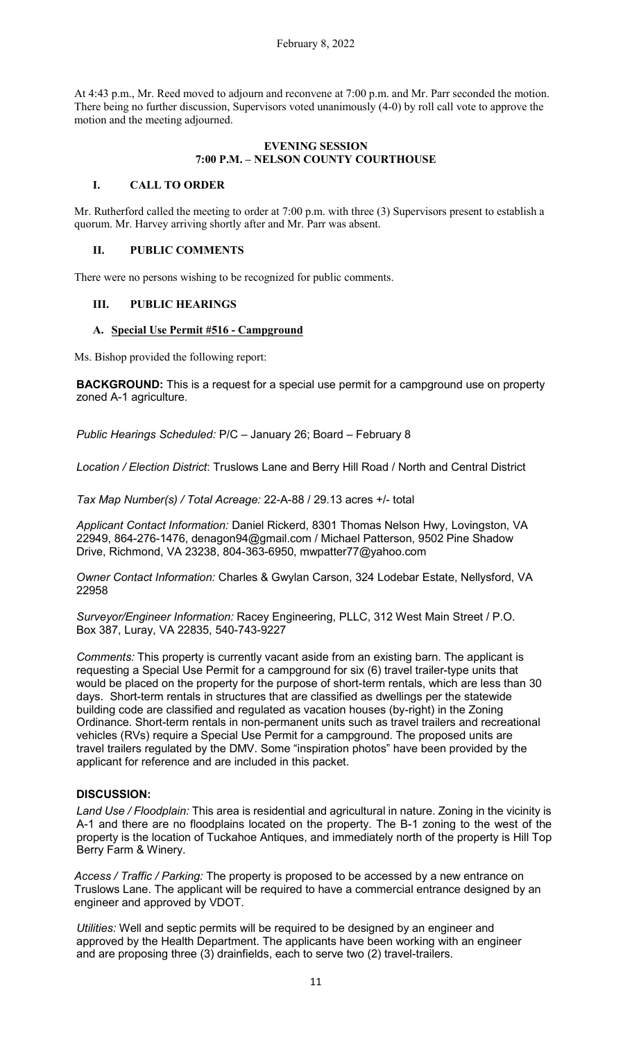At 4:43 p.m., Mr. Reed moved to adjourn and reconvene at 7:00 p.m. and Mr. Parr seconded the motion. There being no further discussion, Supervisors voted unanimously (4-0) by roll call vote to approve the motion and the meeting adjourned.

**EVENING SESSION**
**7:00 P.M. – NELSON COUNTY COURTHOUSE**

## I. CALL TO ORDER

Mr. Rutherford called the meeting to order at 7:00 p.m. with three (3) Supervisors present to establish a quorum. Mr. Harvey arriving shortly after and Mr. Parr was absent.

## II. PUBLIC COMMENTS

There were no persons wishing to be recognized for public comments.

## III. PUBLIC HEARINGS

### A. Special Use Permit #516 - Campground

Ms. Bishop provided the following report:

**BACKGROUND:** This is a request for a special use permit for a campground use on property zoned A-1 agriculture.

*Public Hearings Scheduled:* P/C – January 26; Board – February 8

*Location / Election District*: Truslows Lane and Berry Hill Road / North and Central District

*Tax Map Number(s) / Total Acreage:* 22-A-88 / 29.13 acres +/- total

*Applicant Contact Information:* Daniel Rickerd, 8301 Thomas Nelson Hwy, Lovingston, VA 22949, 864-276-1476, denagon94@gmail.com / Michael Patterson, 9502 Pine Shadow Drive, Richmond, VA 23238, 804-363-6950, mwpatter77@yahoo.com

*Owner Contact Information:* Charles & Gwylan Carson, 324 Lodebar Estate, Nellysford, VA 22958

*Surveyor/Engineer Information:* Racey Engineering, PLLC, 312 West Main Street / P.O. Box 387, Luray, VA 22835, 540-743-9227

*Comments:* This property is currently vacant aside from an existing barn. The applicant is requesting a Special Use Permit for a campground for six (6) travel trailer-type units that would be placed on the property for the purpose of short-term rentals, which are less than 30 days. Short-term rentals in structures that are classified as dwellings per the statewide building code are classified and regulated as vacation houses (by-right) in the Zoning Ordinance. Short-term rentals in non-permanent units such as travel trailers and recreational vehicles (RVs) require a Special Use Permit for a campground. The proposed units are travel trailers regulated by the DMV. Some "inspiration photos" have been provided by the applicant for reference and are included in this packet.

**DISCUSSION:**

*Land Use / Floodplain:* This area is residential and agricultural in nature. Zoning in the vicinity is A-1 and there are no floodplains located on the property. The B-1 zoning to the west of the property is the location of Tuckahoe Antiques, and immediately north of the property is Hill Top Berry Farm & Winery.

*Access / Traffic / Parking:* The property is proposed to be accessed by a new entrance on Truslows Lane. The applicant will be required to have a commercial entrance designed by an engineer and approved by VDOT.

*Utilities:* Well and septic permits will be required to be designed by an engineer and approved by the Health Department. The applicants have been working with an engineer and are proposing three (3) drainfields, each to serve two (2) travel-trailers.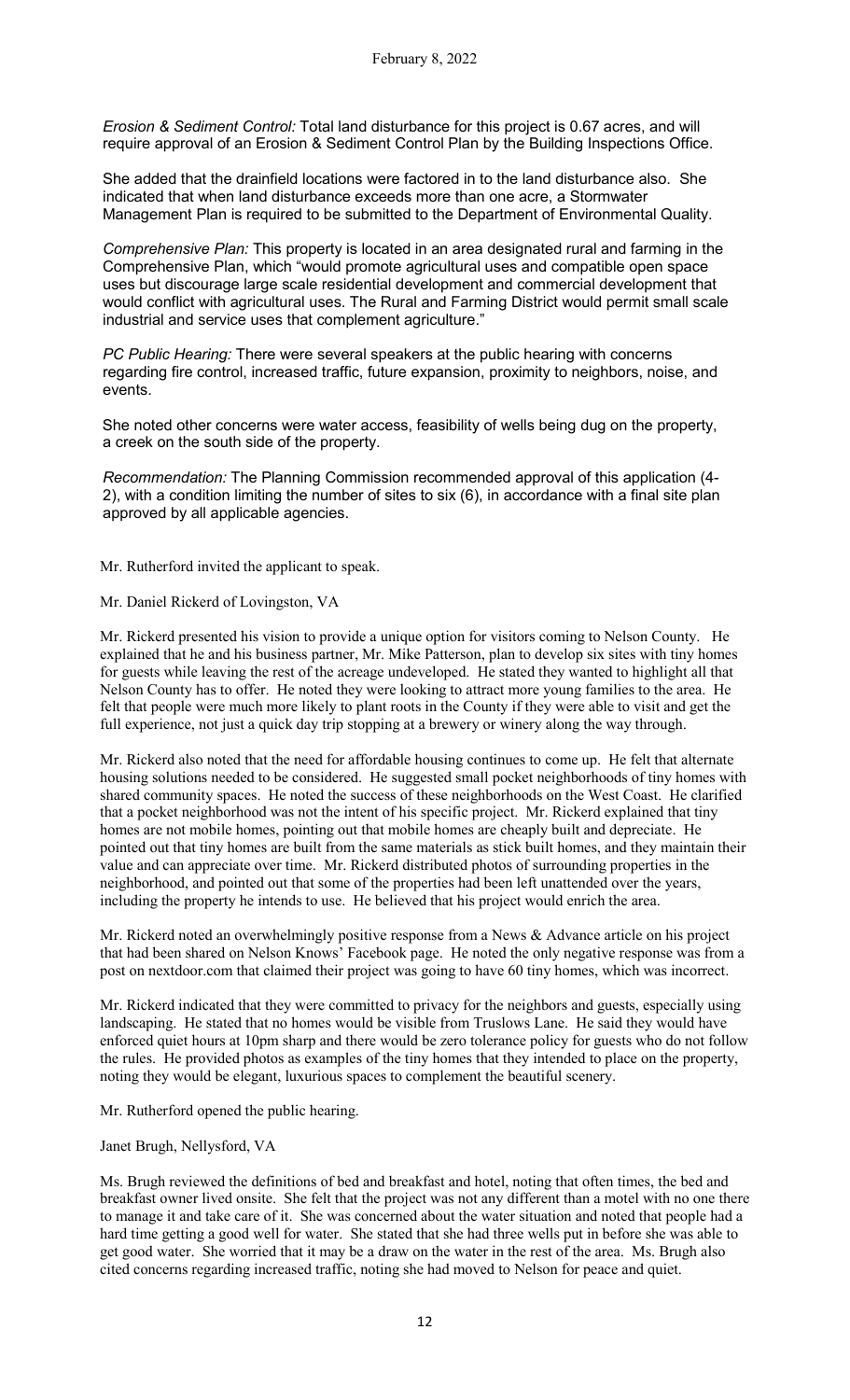*Erosion & Sediment Control:* Total land disturbance for this project is 0.67 acres, and will require approval of an Erosion & Sediment Control Plan by the Building Inspections Office.

She added that the drainfield locations were factored in to the land disturbance also. She indicated that when land disturbance exceeds more than one acre, a Stormwater Management Plan is required to be submitted to the Department of Environmental Quality.

*Comprehensive Plan:* This property is located in an area designated rural and farming in the Comprehensive Plan, which "would promote agricultural uses and compatible open space uses but discourage large scale residential development and commercial development that would conflict with agricultural uses. The Rural and Farming District would permit small scale industrial and service uses that complement agriculture."

*PC Public Hearing:* There were several speakers at the public hearing with concerns regarding fire control, increased traffic, future expansion, proximity to neighbors, noise, and events.

She noted other concerns were water access, feasibility of wells being dug on the property, a creek on the south side of the property.

*Recommendation:* The Planning Commission recommended approval of this application (4-2), with a condition limiting the number of sites to six (6), in accordance with a final site plan approved by all applicable agencies.

Mr. Rutherford invited the applicant to speak.

Mr. Daniel Rickerd of Lovingston, VA

Mr. Rickerd presented his vision to provide a unique option for visitors coming to Nelson County. He explained that he and his business partner, Mr. Mike Patterson, plan to develop six sites with tiny homes for guests while leaving the rest of the acreage undeveloped. He stated they wanted to highlight all that Nelson County has to offer. He noted they were looking to attract more young families to the area. He felt that people were much more likely to plant roots in the County if they were able to visit and get the full experience, not just a quick day trip stopping at a brewery or winery along the way through.

Mr. Rickerd also noted that the need for affordable housing continues to come up. He felt that alternate housing solutions needed to be considered. He suggested small pocket neighborhoods of tiny homes with shared community spaces. He noted the success of these neighborhoods on the West Coast. He clarified that a pocket neighborhood was not the intent of his specific project. Mr. Rickerd explained that tiny homes are not mobile homes, pointing out that mobile homes are cheaply built and depreciate. He pointed out that tiny homes are built from the same materials as stick built homes, and they maintain their value and can appreciate over time. Mr. Rickerd distributed photos of surrounding properties in the neighborhood, and pointed out that some of the properties had been left unattended over the years, including the property he intends to use. He believed that his project would enrich the area.

Mr. Rickerd noted an overwhelmingly positive response from a News & Advance article on his project that had been shared on Nelson Knows' Facebook page. He noted the only negative response was from a post on nextdoor.com that claimed their project was going to have 60 tiny homes, which was incorrect.

Mr. Rickerd indicated that they were committed to privacy for the neighbors and guests, especially using landscaping. He stated that no homes would be visible from Truslows Lane. He said they would have enforced quiet hours at 10pm sharp and there would be zero tolerance policy for guests who do not follow the rules. He provided photos as examples of the tiny homes that they intended to place on the property, noting they would be elegant, luxurious spaces to complement the beautiful scenery.

Mr. Rutherford opened the public hearing.

Janet Brugh, Nellysford, VA

Ms. Brugh reviewed the definitions of bed and breakfast and hotel, noting that often times, the bed and breakfast owner lived onsite. She felt that the project was not any different than a motel with no one there to manage it and take care of it. She was concerned about the water situation and noted that people had a hard time getting a good well for water. She stated that she had three wells put in before she was able to get good water. She worried that it may be a draw on the water in the rest of the area. Ms. Brugh also cited concerns regarding increased traffic, noting she had moved to Nelson for peace and quiet.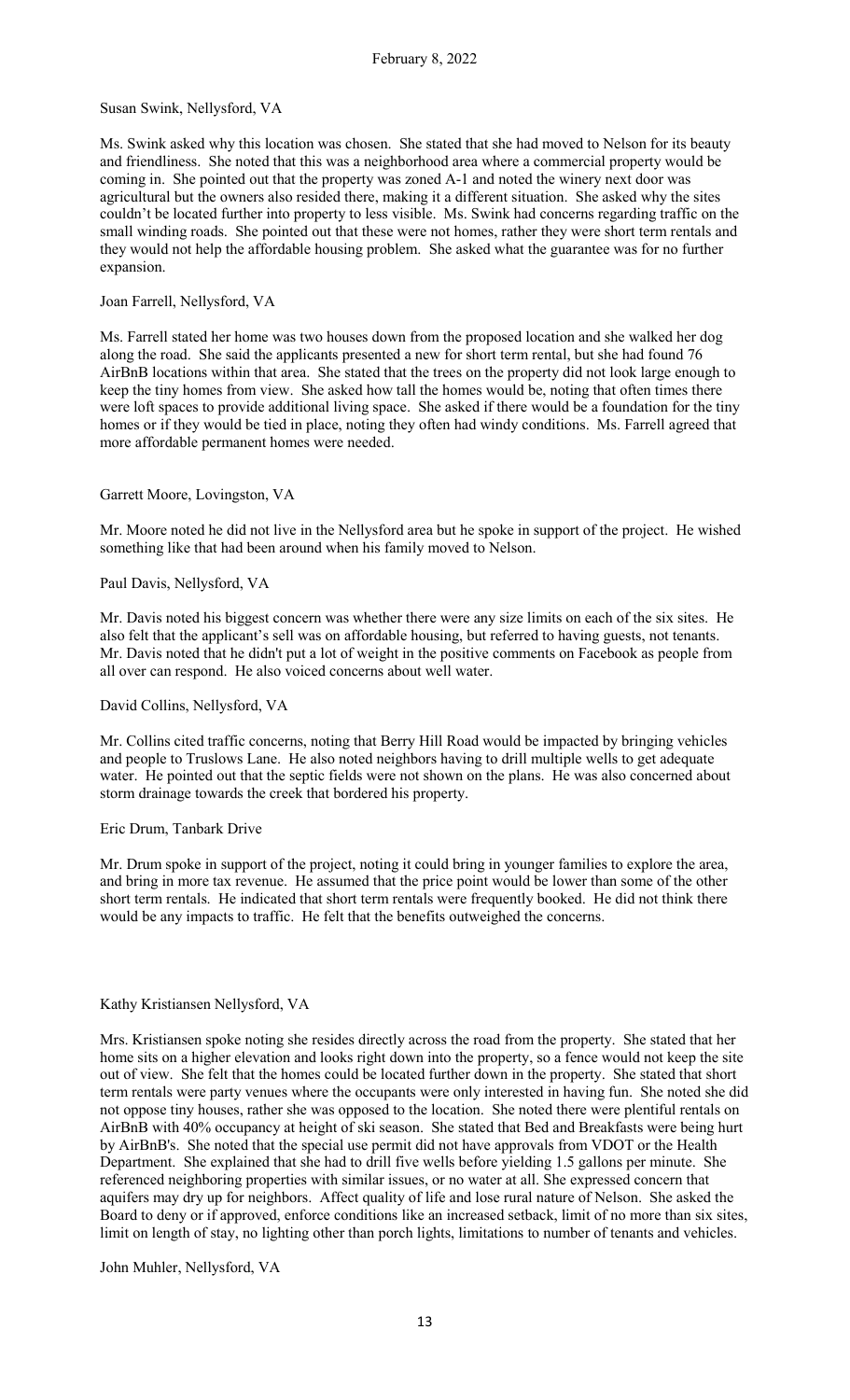Susan Swink, Nellysford, VA

Ms. Swink asked why this location was chosen. She stated that she had moved to Nelson for its beauty and friendliness. She noted that this was a neighborhood area where a commercial property would be coming in. She pointed out that the property was zoned A-1 and noted the winery next door was agricultural but the owners also resided there, making it a different situation. She asked why the sites couldn't be located further into property to less visible. Ms. Swink had concerns regarding traffic on the small winding roads. She pointed out that these were not homes, rather they were short term rentals and they would not help the affordable housing problem. She asked what the guarantee was for no further expansion.

Joan Farrell, Nellysford, VA

Ms. Farrell stated her home was two houses down from the proposed location and she walked her dog along the road. She said the applicants presented a new for short term rental, but she had found 76 AirBnB locations within that area. She stated that the trees on the property did not look large enough to keep the tiny homes from view. She asked how tall the homes would be, noting that often times there were loft spaces to provide additional living space. She asked if there would be a foundation for the tiny homes or if they would be tied in place, noting they often had windy conditions. Ms. Farrell agreed that more affordable permanent homes were needed.

Garrett Moore, Lovingston, VA

Mr. Moore noted he did not live in the Nellysford area but he spoke in support of the project. He wished something like that had been around when his family moved to Nelson.

Paul Davis, Nellysford, VA

Mr. Davis noted his biggest concern was whether there were any size limits on each of the six sites. He also felt that the applicant's sell was on affordable housing, but referred to having guests, not tenants. Mr. Davis noted that he didn't put a lot of weight in the positive comments on Facebook as people from all over can respond. He also voiced concerns about well water.

David Collins, Nellysford, VA

Mr. Collins cited traffic concerns, noting that Berry Hill Road would be impacted by bringing vehicles and people to Truslows Lane. He also noted neighbors having to drill multiple wells to get adequate water. He pointed out that the septic fields were not shown on the plans. He was also concerned about storm drainage towards the creek that bordered his property.

Eric Drum, Tanbark Drive

Mr. Drum spoke in support of the project, noting it could bring in younger families to explore the area, and bring in more tax revenue. He assumed that the price point would be lower than some of the other short term rentals. He indicated that short term rentals were frequently booked. He did not think there would be any impacts to traffic. He felt that the benefits outweighed the concerns.

Kathy Kristiansen Nellysford, VA

Mrs. Kristiansen spoke noting she resides directly across the road from the property. She stated that her home sits on a higher elevation and looks right down into the property, so a fence would not keep the site out of view. She felt that the homes could be located further down in the property. She stated that short term rentals were party venues where the occupants were only interested in having fun. She noted she did not oppose tiny houses, rather she was opposed to the location. She noted there were plentiful rentals on AirBnB with 40% occupancy at height of ski season. She stated that Bed and Breakfasts were being hurt by AirBnB's. She noted that the special use permit did not have approvals from VDOT or the Health Department. She explained that she had to drill five wells before yielding 1.5 gallons per minute. She referenced neighboring properties with similar issues, or no water at all. She expressed concern that aquifers may dry up for neighbors. Affect quality of life and lose rural nature of Nelson. She asked the Board to deny or if approved, enforce conditions like an increased setback, limit of no more than six sites, limit on length of stay, no lighting other than porch lights, limitations to number of tenants and vehicles.

John Muhler, Nellysford, VA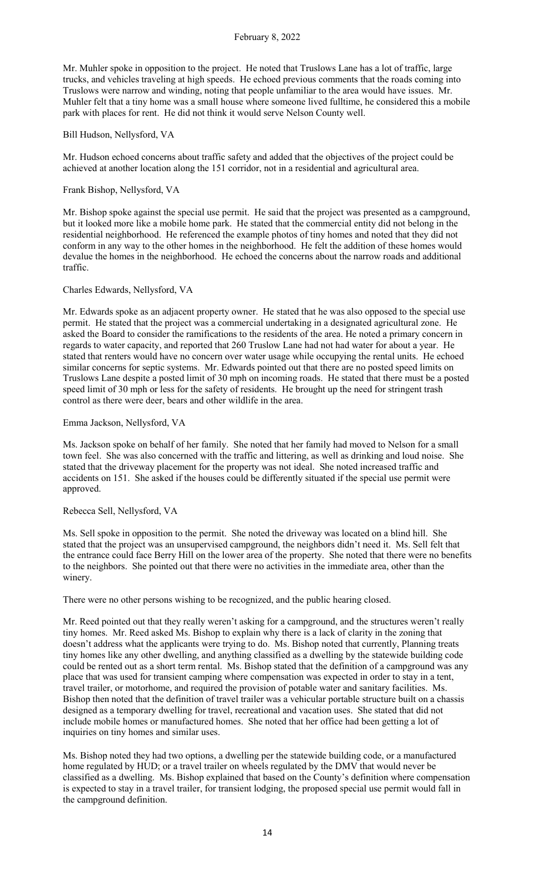Mr. Muhler spoke in opposition to the project. He noted that Truslows Lane has a lot of traffic, large trucks, and vehicles traveling at high speeds. He echoed previous comments that the roads coming into Truslows were narrow and winding, noting that people unfamiliar to the area would have issues. Mr. Muhler felt that a tiny home was a small house where someone lived fulltime, he considered this a mobile park with places for rent. He did not think it would serve Nelson County well.

Bill Hudson, Nellysford, VA

Mr. Hudson echoed concerns about traffic safety and added that the objectives of the project could be achieved at another location along the 151 corridor, not in a residential and agricultural area.

Frank Bishop, Nellysford, VA

Mr. Bishop spoke against the special use permit. He said that the project was presented as a campground, but it looked more like a mobile home park. He stated that the commercial entity did not belong in the residential neighborhood. He referenced the example photos of tiny homes and noted that they did not conform in any way to the other homes in the neighborhood. He felt the addition of these homes would devalue the homes in the neighborhood. He echoed the concerns about the narrow roads and additional traffic.

Charles Edwards, Nellysford, VA

Mr. Edwards spoke as an adjacent property owner. He stated that he was also opposed to the special use permit. He stated that the project was a commercial undertaking in a designated agricultural zone. He asked the Board to consider the ramifications to the residents of the area. He noted a primary concern in regards to water capacity, and reported that 260 Truslow Lane had not had water for about a year. He stated that renters would have no concern over water usage while occupying the rental units. He echoed similar concerns for septic systems. Mr. Edwards pointed out that there are no posted speed limits on Truslows Lane despite a posted limit of 30 mph on incoming roads. He stated that there must be a posted speed limit of 30 mph or less for the safety of residents. He brought up the need for stringent trash control as there were deer, bears and other wildlife in the area.

Emma Jackson, Nellysford, VA

Ms. Jackson spoke on behalf of her family. She noted that her family had moved to Nelson for a small town feel. She was also concerned with the traffic and littering, as well as drinking and loud noise. She stated that the driveway placement for the property was not ideal. She noted increased traffic and accidents on 151. She asked if the houses could be differently situated if the special use permit were approved.

Rebecca Sell, Nellysford, VA

Ms. Sell spoke in opposition to the permit. She noted the driveway was located on a blind hill. She stated that the project was an unsupervised campground, the neighbors didn't need it. Ms. Sell felt that the entrance could face Berry Hill on the lower area of the property. She noted that there were no benefits to the neighbors. She pointed out that there were no activities in the immediate area, other than the winery.

There were no other persons wishing to be recognized, and the public hearing closed.

Mr. Reed pointed out that they really weren't asking for a campground, and the structures weren't really tiny homes. Mr. Reed asked Ms. Bishop to explain why there is a lack of clarity in the zoning that doesn't address what the applicants were trying to do. Ms. Bishop noted that currently, Planning treats tiny homes like any other dwelling, and anything classified as a dwelling by the statewide building code could be rented out as a short term rental. Ms. Bishop stated that the definition of a campground was any place that was used for transient camping where compensation was expected in order to stay in a tent, travel trailer, or motorhome, and required the provision of potable water and sanitary facilities. Ms. Bishop then noted that the definition of travel trailer was a vehicular portable structure built on a chassis designed as a temporary dwelling for travel, recreational and vacation uses. She stated that did not include mobile homes or manufactured homes. She noted that her office had been getting a lot of inquiries on tiny homes and similar uses.

Ms. Bishop noted they had two options, a dwelling per the statewide building code, or a manufactured home regulated by HUD; or a travel trailer on wheels regulated by the DMV that would never be classified as a dwelling. Ms. Bishop explained that based on the County's definition where compensation is expected to stay in a travel trailer, for transient lodging, the proposed special use permit would fall in the campground definition.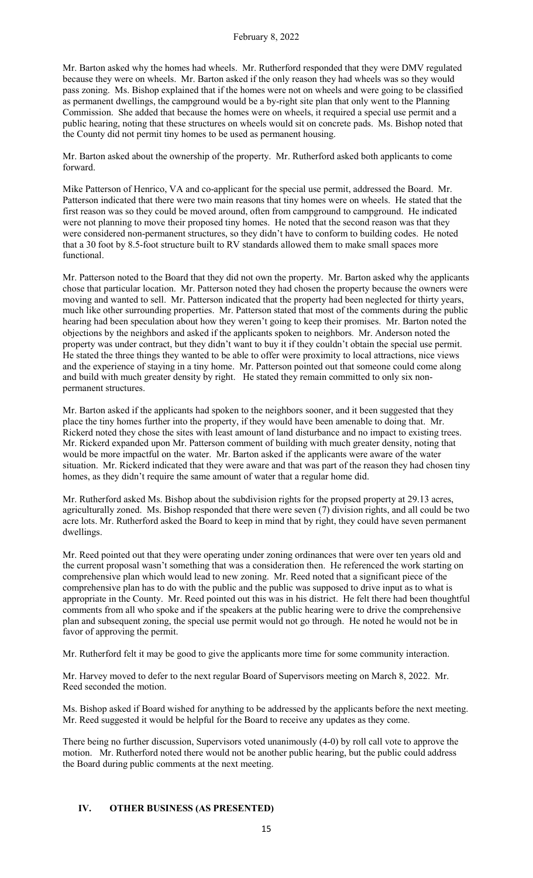Mr. Barton asked why the homes had wheels. Mr. Rutherford responded that they were DMV regulated because they were on wheels. Mr. Barton asked if the only reason they had wheels was so they would pass zoning. Ms. Bishop explained that if the homes were not on wheels and were going to be classified as permanent dwellings, the campground would be a by-right site plan that only went to the Planning Commission. She added that because the homes were on wheels, it required a special use permit and a public hearing, noting that these structures on wheels would sit on concrete pads. Ms. Bishop noted that the County did not permit tiny homes to be used as permanent housing.

Mr. Barton asked about the ownership of the property. Mr. Rutherford asked both applicants to come forward.

Mike Patterson of Henrico, VA and co-applicant for the special use permit, addressed the Board. Mr. Patterson indicated that there were two main reasons that tiny homes were on wheels. He stated that the first reason was so they could be moved around, often from campground to campground. He indicated were not planning to move their proposed tiny homes. He noted that the second reason was that they were considered non-permanent structures, so they didn't have to conform to building codes. He noted that a 30 foot by 8.5-foot structure built to RV standards allowed them to make small spaces more functional.

Mr. Patterson noted to the Board that they did not own the property. Mr. Barton asked why the applicants chose that particular location. Mr. Patterson noted they had chosen the property because the owners were moving and wanted to sell. Mr. Patterson indicated that the property had been neglected for thirty years, much like other surrounding properties. Mr. Patterson stated that most of the comments during the public hearing had been speculation about how they weren't going to keep their promises. Mr. Barton noted the objections by the neighbors and asked if the applicants spoken to neighbors. Mr. Anderson noted the property was under contract, but they didn't want to buy it if they couldn't obtain the special use permit. He stated the three things they wanted to be able to offer were proximity to local attractions, nice views and the experience of staying in a tiny home. Mr. Patterson pointed out that someone could come along and build with much greater density by right. He stated they remain committed to only six non-permanent structures.

Mr. Barton asked if the applicants had spoken to the neighbors sooner, and it been suggested that they place the tiny homes further into the property, if they would have been amenable to doing that. Mr. Rickerd noted they chose the sites with least amount of land disturbance and no impact to existing trees. Mr. Rickerd expanded upon Mr. Patterson comment of building with much greater density, noting that would be more impactful on the water. Mr. Barton asked if the applicants were aware of the water situation. Mr. Rickerd indicated that they were aware and that was part of the reason they had chosen tiny homes, as they didn't require the same amount of water that a regular home did.

Mr. Rutherford asked Ms. Bishop about the subdivision rights for the propsed property at 29.13 acres, agriculturally zoned. Ms. Bishop responded that there were seven (7) division rights, and all could be two acre lots. Mr. Rutherford asked the Board to keep in mind that by right, they could have seven permanent dwellings.

Mr. Reed pointed out that they were operating under zoning ordinances that were over ten years old and the current proposal wasn't something that was a consideration then. He referenced the work starting on comprehensive plan which would lead to new zoning. Mr. Reed noted that a significant piece of the comprehensive plan has to do with the public and the public was supposed to drive input as to what is appropriate in the County. Mr. Reed pointed out this was in his district. He felt there had been thoughtful comments from all who spoke and if the speakers at the public hearing were to drive the comprehensive plan and subsequent zoning, the special use permit would not go through. He noted he would not be in favor of approving the permit.

Mr. Rutherford felt it may be good to give the applicants more time for some community interaction.

Mr. Harvey moved to defer to the next regular Board of Supervisors meeting on March 8, 2022. Mr. Reed seconded the motion.

Ms. Bishop asked if Board wished for anything to be addressed by the applicants before the next meeting. Mr. Reed suggested it would be helpful for the Board to receive any updates as they come.

There being no further discussion, Supervisors voted unanimously (4-0) by roll call vote to approve the motion. Mr. Rutherford noted there would not be another public hearing, but the public could address the Board during public comments at the next meeting.

## IV. OTHER BUSINESS (AS PRESENTED)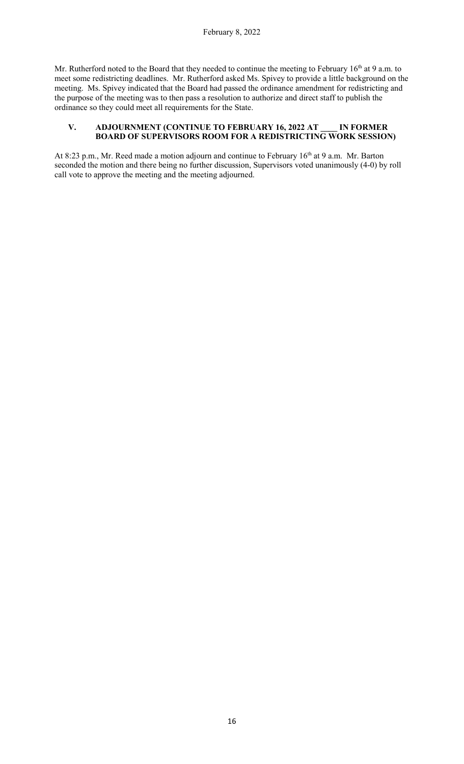Mr. Rutherford noted to the Board that they needed to continue the meeting to February 16th at 9 a.m. to meet some redistricting deadlines. Mr. Rutherford asked Ms. Spivey to provide a little background on the meeting. Ms. Spivey indicated that the Board had passed the ordinance amendment for redistricting and the purpose of the meeting was to then pass a resolution to authorize and direct staff to publish the ordinance so they could meet all requirements for the State.

### V. ADJOURNMENT (CONTINUE TO FEBRUARY 16, 2022 AT ____ IN FORMER BOARD OF SUPERVISORS ROOM FOR A REDISTRICTING WORK SESSION)

At 8:23 p.m., Mr. Reed made a motion adjourn and continue to February 16th at 9 a.m. Mr. Barton seconded the motion and there being no further discussion, Supervisors voted unanimously (4-0) by roll call vote to approve the meeting and the meeting adjourned.